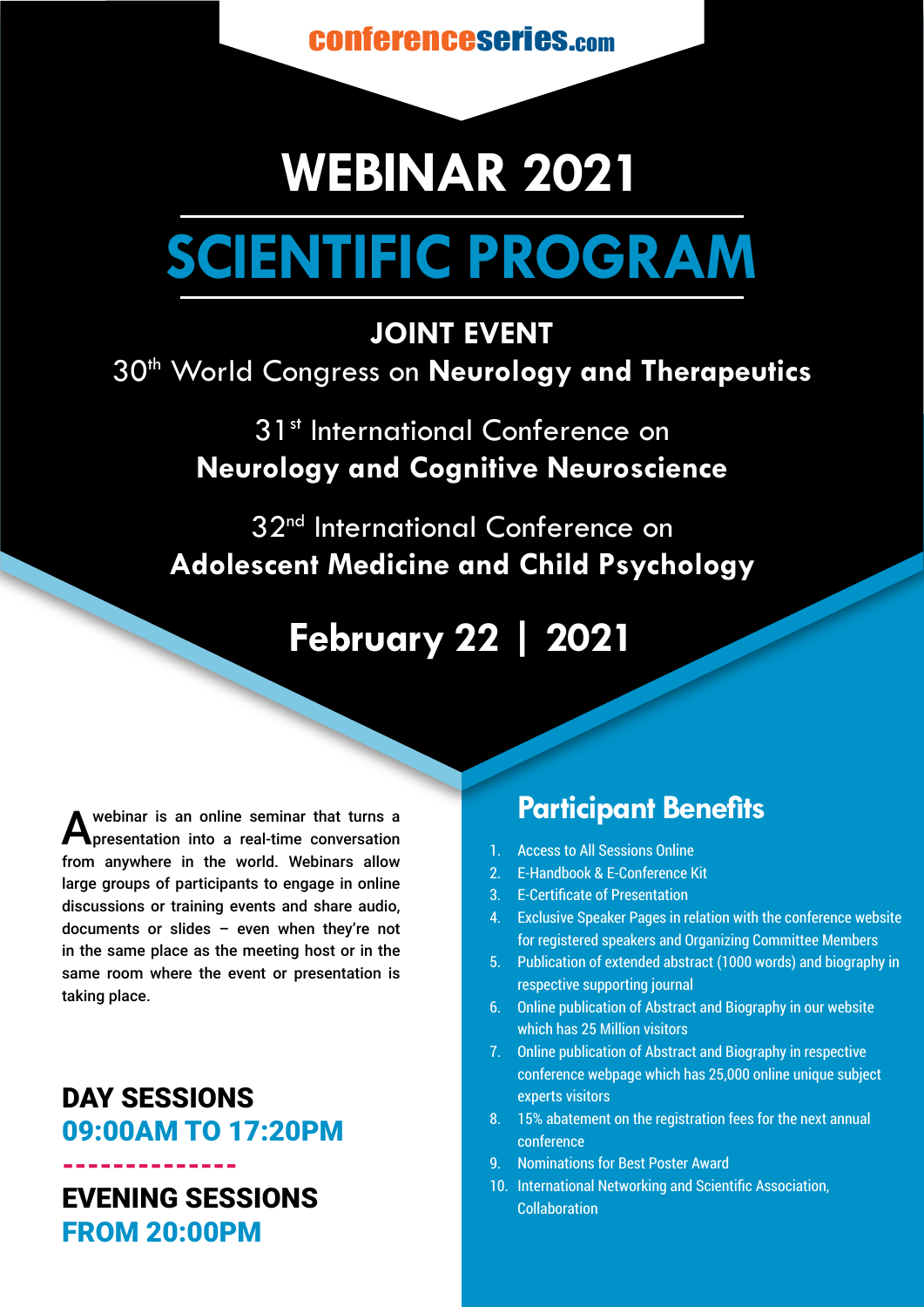conferenceseries.com

# WEBINAR 2021

# SCIENTIFIC PROGRAM

## JOINT EVENT

30th World Congress on **Neurology and Therapeutics**

31st International Conference on **Neurology and Cognitive Neuroscience**

32nd International Conference on **Adolescent Medicine and Child Psychology**

## February 22 | 2021

A webinar is an online seminar that turns a presentation into a real-time conversation from anywhere in the world. Webinars allow large groups of participants to engage in online discussions or training events and share audio, documents or slides – even when they're not in the same place as the meeting host or in the same room where the event or presentation is taking place.

**DAY SESSIONS**
**09:00AM TO 17:20PM**

**EVENING SESSIONS**
**FROM 20:00PM**

## Participant Benefits

1. Access to All Sessions Online
2. E-Handbook & E-Conference Kit
3. E-Certificate of Presentation
4. Exclusive Speaker Pages in relation with the conference website for registered speakers and Organizing Committee Members
5. Publication of extended abstract (1000 words) and biography in respective supporting journal
6. Online publication of Abstract and Biography in our website which has 25 Million visitors
7. Online publication of Abstract and Biography in respective conference webpage which has 25,000 online unique subject experts visitors
8. 15% abatement on the registration fees for the next annual conference
9. Nominations for Best Poster Award
10. International Networking and Scientific Association, Collaboration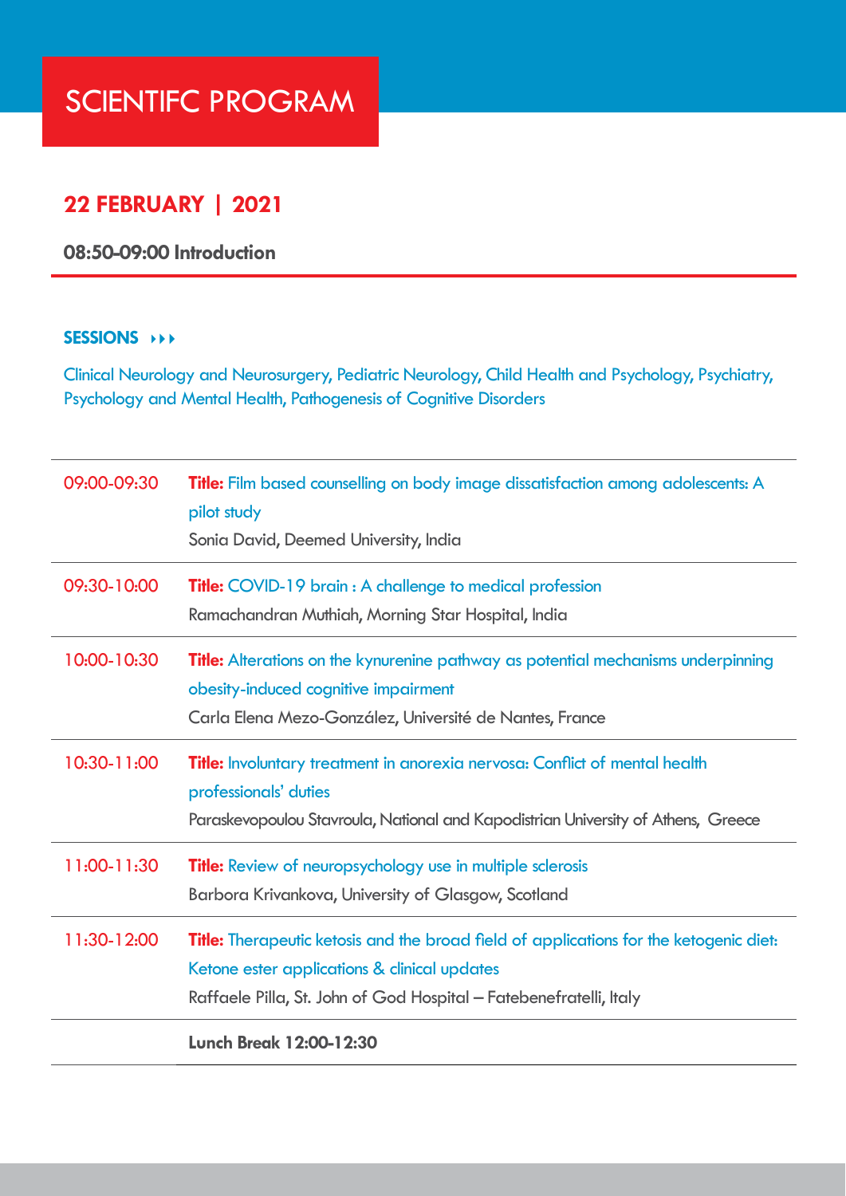# SCIENTIFC PROGRAM

## 22 FEBRUARY | 2021

**08:50-09:00 Introduction**

**SESSIONS**

Clinical Neurology and Neurosurgery, Pediatric Neurology, Child Health and Psychology, Psychiatry, Psychology and Mental Health, Pathogenesis of Cognitive Disorders

| | |
|---|---|
| 09:00-09:30 | **Title:** Film based counselling on body image dissatisfaction among adolescents: A pilot study<br>Sonia David, Deemed University, India |
| 09:30-10:00 | **Title:** COVID-19 brain : A challenge to medical profession<br>Ramachandran Muthiah, Morning Star Hospital, India |
| 10:00-10:30 | **Title:** Alterations on the kynurenine pathway as potential mechanisms underpinning obesity-induced cognitive impairment<br>Carla Elena Mezo-González, Université de Nantes, France |
| 10:30-11:00 | **Title:** Involuntary treatment in anorexia nervosa: Conflict of mental health professionals' duties<br>Paraskevopoulou Stavroula, National and Kapodistrian University of Athens, Greece |
| 11:00-11:30 | **Title:** Review of neuropsychology use in multiple sclerosis<br>Barbora Krivankova, University of Glasgow, Scotland |
| 11:30-12:00 | **Title:** Therapeutic ketosis and the broad field of applications for the ketogenic diet: Ketone ester applications & clinical updates<br>Raffaele Pilla, St. John of God Hospital – Fatebenefratelli, Italy |
| | **Lunch Break 12:00-12:30** |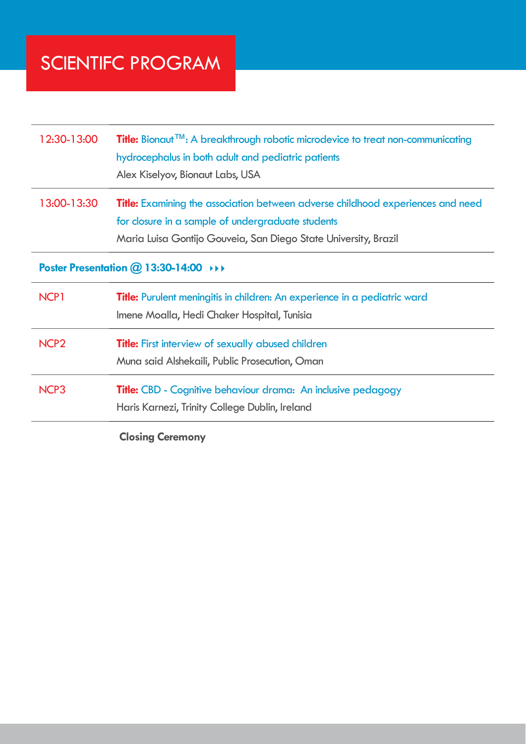# SCIENTIFC PROGRAM

| | |
|---|---|
| 12:30-13:00 | **Title:** Bionaut™: A breakthrough robotic microdevice to treat non-communicating hydrocephalus in both adult and pediatric patients<br>Alex Kiselyov, Bionaut Labs, USA |
| 13:00-13:30 | **Title:** Examining the association between adverse childhood experiences and need for closure in a sample of undergraduate students<br>Maria Luisa Gontijo Gouveia, San Diego State University, Brazil |

**Poster Presentation @ 13:30-14:00**

| | |
|---|---|
| NCP1 | **Title:** Purulent meningitis in children: An experience in a pediatric ward<br>Imene Moalla, Hedi Chaker Hospital, Tunisia |
| NCP2 | **Title:** First interview of sexually abused children<br>Muna said Alshekaili, Public Prosecution, Oman |
| NCP3 | **Title:** CBD - Cognitive behaviour drama: An inclusive pedagogy<br>Haris Karnezi, Trinity College Dublin, Ireland |

**Closing Ceremony**